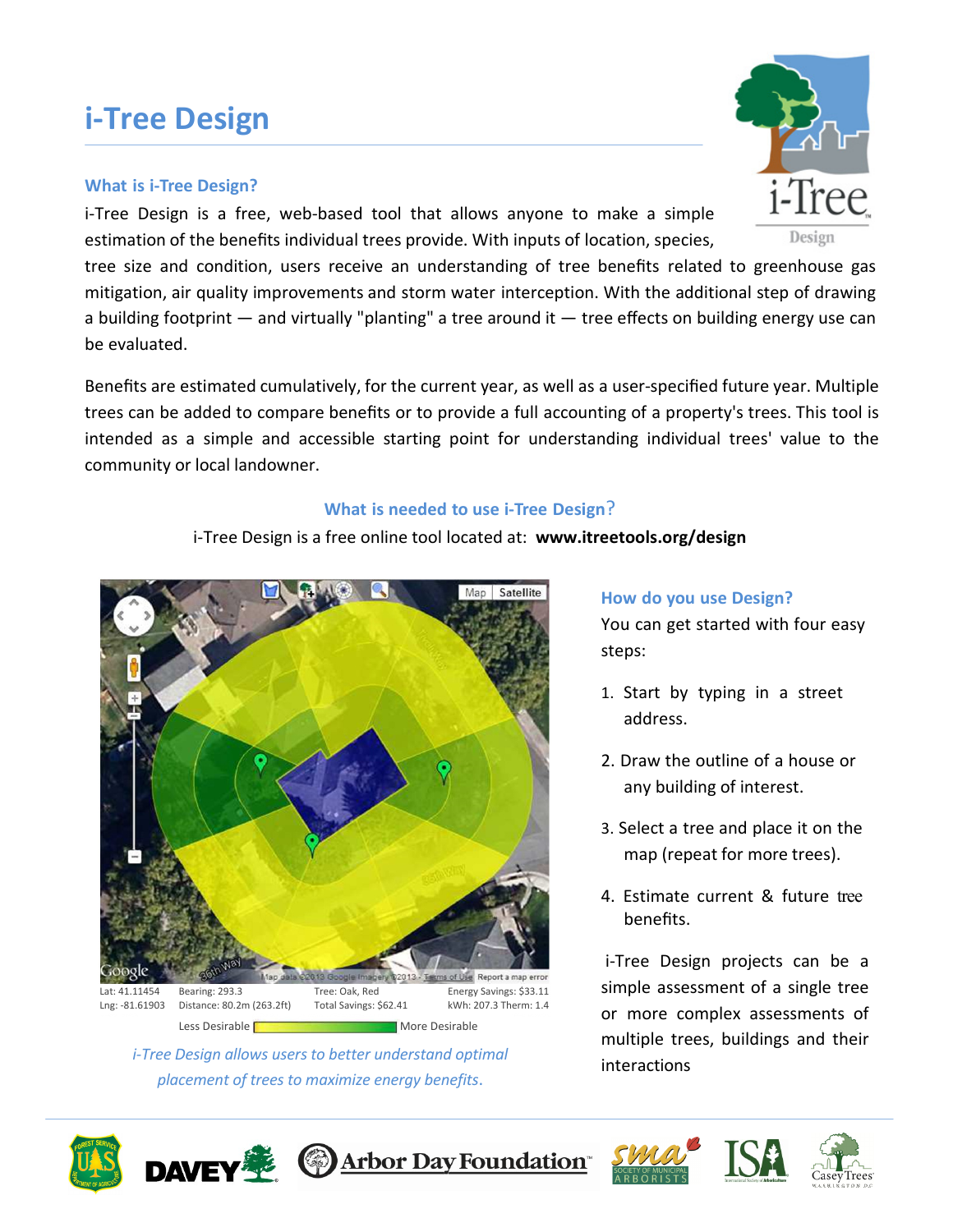# i-Tree Design

### What is i-Tree Design?

i-Tree Design is a free, web-based tool that allows anyone to make a simple estimation of the benefits individual trees provide. With inputs of location, species, tree size and condition, users receive an understanding of tree benefits related to greenhouse gas mitigation, air quality improvements and storm water interception. With the additional step of drawing a building footprint — and virtually "planting" a tree around it — tree effects on building energy use can be evaluated.

Benefits are estimated cumulatively, for the current year, as well as a user-specified future year. Multiple trees can be added to compare benefits or to provide a full accounting of a property's trees. This tool is intended as a simple and accessible starting point for understanding individual trees' value to the community or local landowner.

### What is needed to use i-Tree Design?

i-Tree Design is a free online tool located at: **www.itreetools.org/design**

Lat: 41.11454 Lng: -81.61903 | Bearing: 293.3 Distance: 80.2m (263.2ft) | Tree: Oak, Red Total Savings: $62.41 | Energy Savings: $33.11 kWh: 207.3 Therm: 1.4

Less Desirable — More Desirable

*i-Tree Design allows users to better understand optimal placement of trees to maximize energy benefits.*

### How do you use Design?

You can get started with four easy steps:

1. Start by typing in a street address.
2. Draw the outline of a house or any building of interest.
3. Select a tree and place it on the map (repeat for more trees).
4. Estimate current & future tree benefits.

i-Tree Design projects can be a simple assessment of a single tree or more complex assessments of multiple trees, buildings and their interactions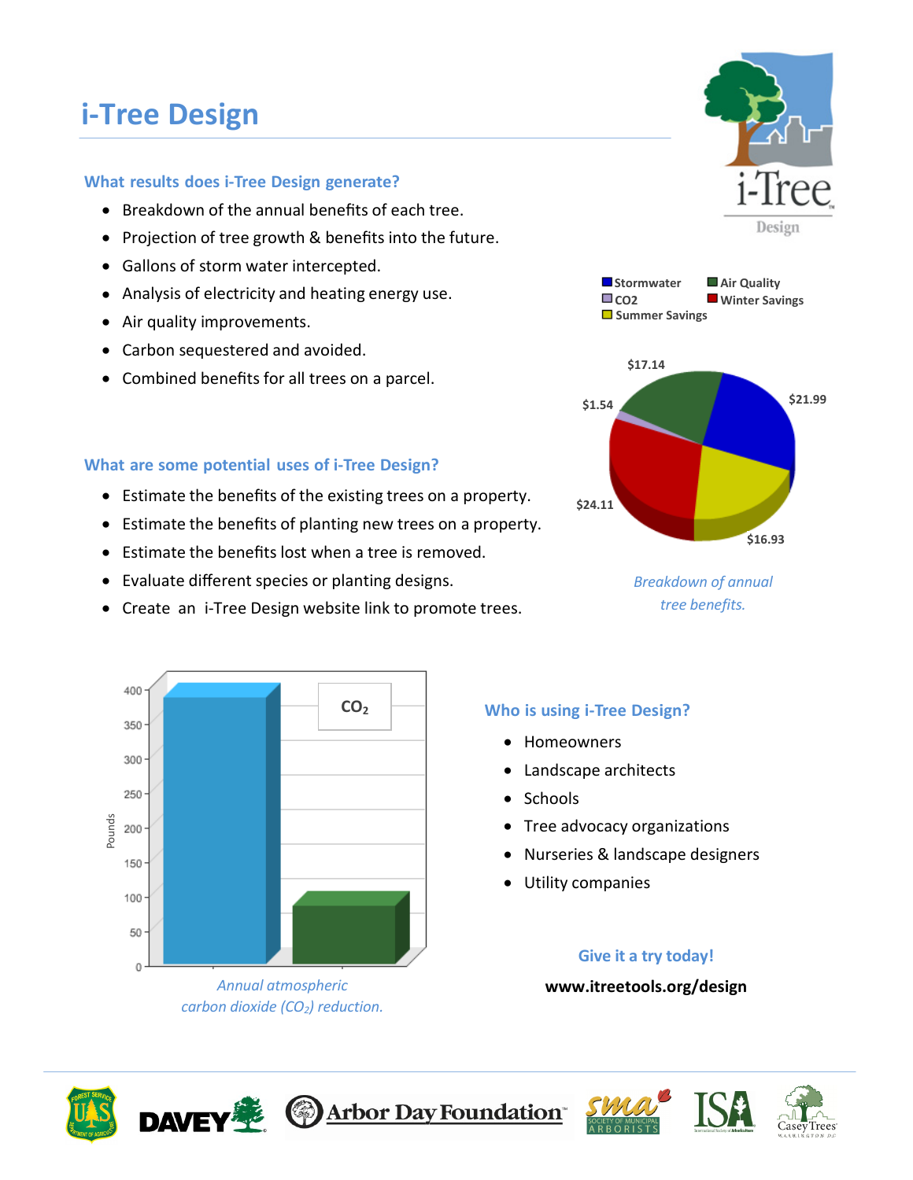# i-Tree Design

i-Tree
Design

### What results does i-Tree Design generate?

- Breakdown of the annual benefits of each tree.
- Projection of tree growth & benefits into the future.
- Gallons of storm water intercepted.
- Analysis of electricity and heating energy use.
- Air quality improvements.
- Carbon sequestered and avoided.
- Combined benefits for all trees on a parcel.

Stormwater
Air Quality
CO2
Winter Savings
Summer Savings

$17.14
$21.99
$1.54
$24.11
$16.93

*Breakdown of annual tree benefits.*

### What are some potential uses of i-Tree Design?

- Estimate the benefits of the existing trees on a property.
- Estimate the benefits of planting new trees on a property.
- Estimate the benefits lost when a tree is removed.
- Evaluate different species or planting designs.
- Create an i-Tree Design website link to promote trees.

$CO_2$

Pounds

400
350
300
250
200
150
100
50
0

*Annual atmospheric carbon dioxide ($CO_2$) reduction.*

### Who is using i-Tree Design?

- Homeowners
- Landscape architects
- Schools
- Tree advocacy organizations
- Nurseries & landscape designers
- Utility companies

**Give it a try today!**

**www.itreetools.org/design**